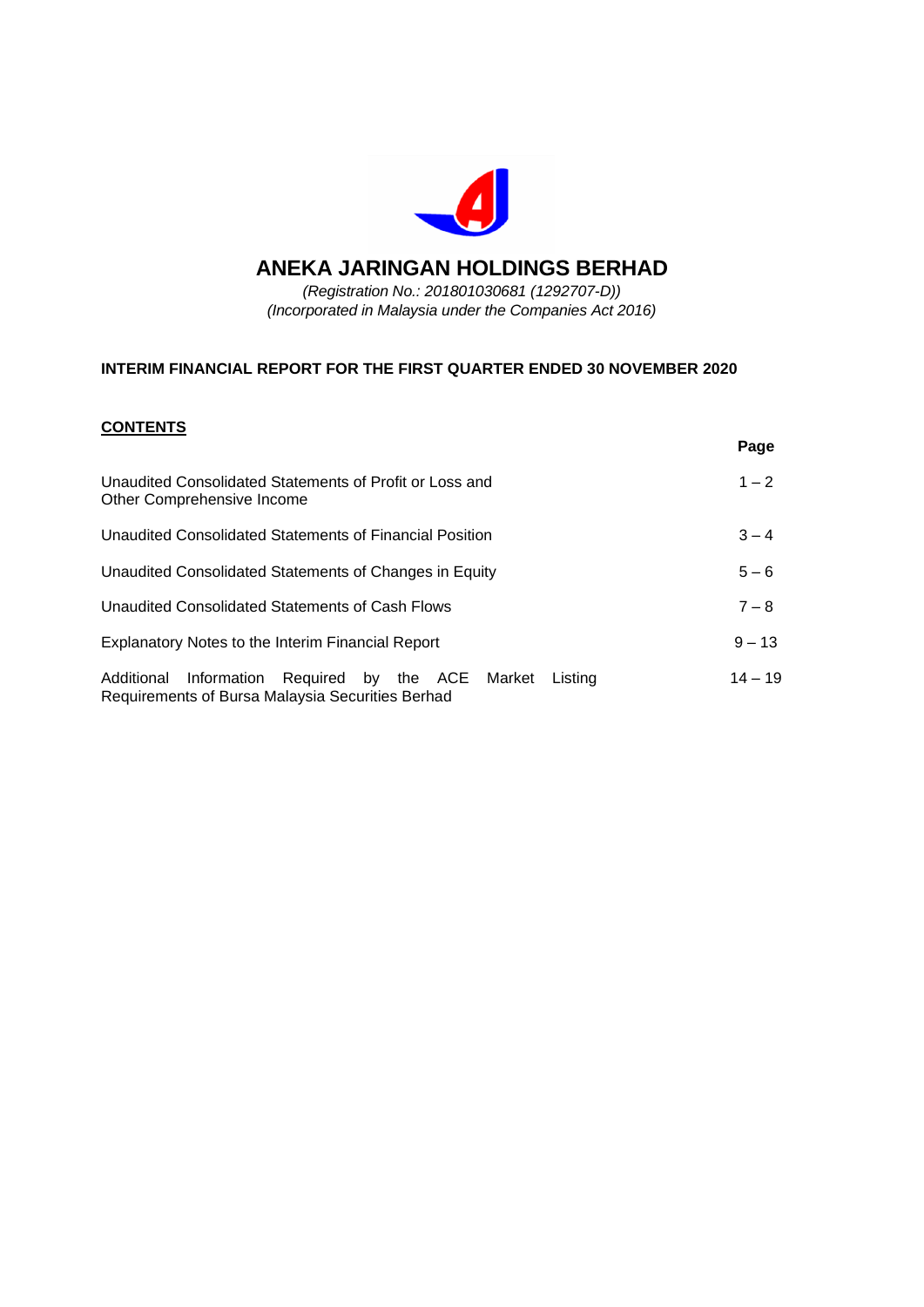# ANEKA JARINGAN HOLDINGS BERHAD

*(Registration No.: 201801030681 (1292707-D))*
*(Incorporated in Malaysia under the Companies Act 2016)*

**INTERIM FINANCIAL REPORT FOR THE FIRST QUARTER ENDED 30 NOVEMBER 2020**

**CONTENTS**

| | **Page** |
|---|---|
| Unaudited Consolidated Statements of Profit or Loss and Other Comprehensive Income | 1 – 2 |
| Unaudited Consolidated Statements of Financial Position | 3 – 4 |
| Unaudited Consolidated Statements of Changes in Equity | 5 – 6 |
| Unaudited Consolidated Statements of Cash Flows | 7 – 8 |
| Explanatory Notes to the Interim Financial Report | 9 – 13 |
| Additional Information Required by the ACE Market Listing Requirements of Bursa Malaysia Securities Berhad | 14 – 19 |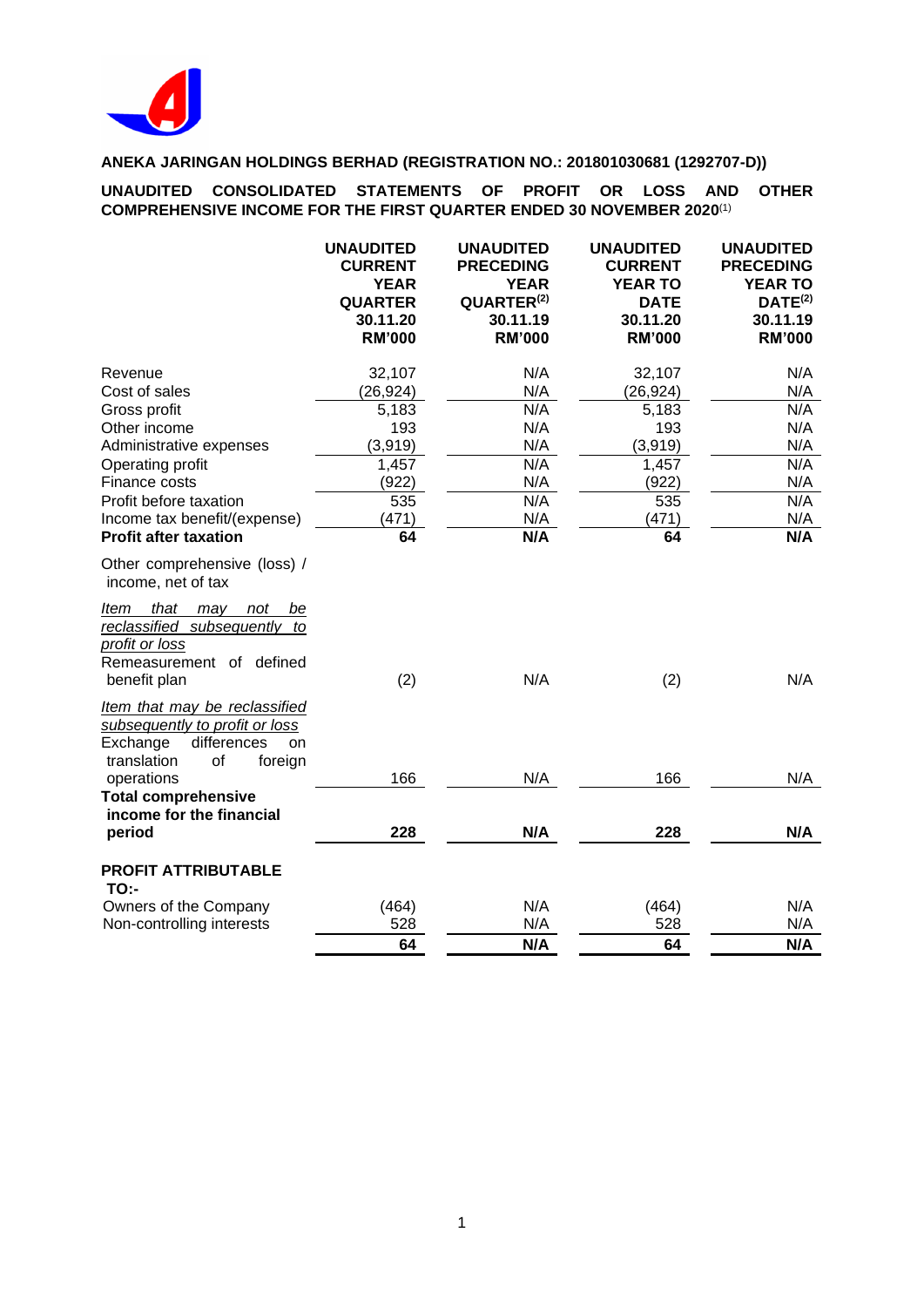**ANEKA JARINGAN HOLDINGS BERHAD (REGISTRATION NO.: 201801030681 (1292707-D))**

**UNAUDITED CONSOLIDATED STATEMENTS OF PROFIT OR LOSS AND OTHER COMPREHENSIVE INCOME FOR THE FIRST QUARTER ENDED 30 NOVEMBER 2020**[1]

| | UNAUDITED CURRENT YEAR QUARTER 30.11.20 RM'000 | UNAUDITED PRECEDING YEAR QUARTER[2] 30.11.19 RM'000 | UNAUDITED CURRENT YEAR TO DATE 30.11.20 RM'000 | UNAUDITED PRECEDING YEAR TO DATE[2] 30.11.19 RM'000 |
|---|---|---|---|---|
| Revenue | 32,107 | N/A | 32,107 | N/A |
| Cost of sales | (26,924) | N/A | (26,924) | N/A |
| Gross profit | 5,183 | N/A | 5,183 | N/A |
| Other income | 193 | N/A | 193 | N/A |
| Administrative expenses | (3,919) | N/A | (3,919) | N/A |
| Operating profit | 1,457 | N/A | 1,457 | N/A |
| Finance costs | (922) | N/A | (922) | N/A |
| Profit before taxation | 535 | N/A | 535 | N/A |
| Income tax benefit/(expense) | (471) | N/A | (471) | N/A |
| **Profit after taxation** | **64** | **N/A** | **64** | **N/A** |
| Other comprehensive (loss) / income, net of tax | | | | |
| *Item that may not be reclassified subsequently to profit or loss* | | | | |
| Remeasurement of defined benefit plan | (2) | N/A | (2) | N/A |
| *Item that may be reclassified subsequently to profit or loss* | | | | |
| Exchange differences on translation of foreign operations | 166 | N/A | 166 | N/A |
| **Total comprehensive income for the financial period** | **228** | **N/A** | **228** | **N/A** |
| **PROFIT ATTRIBUTABLE TO:-** | | | | |
| Owners of the Company | (464) | N/A | (464) | N/A |
| Non-controlling interests | 528 | N/A | 528 | N/A |
| | **64** | **N/A** | **64** | **N/A** |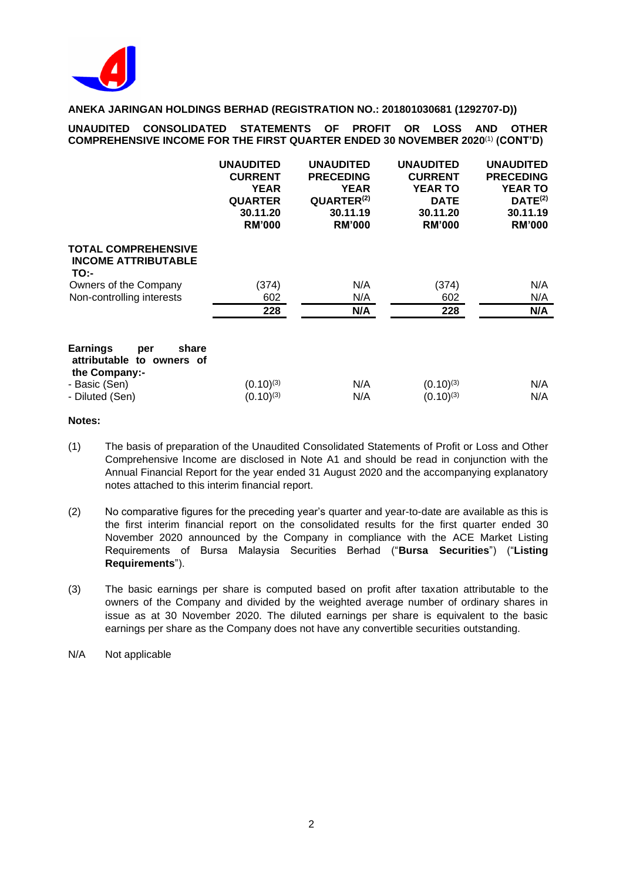**ANEKA JARINGAN HOLDINGS BERHAD (REGISTRATION NO.: 201801030681 (1292707-D))**

**UNAUDITED CONSOLIDATED STATEMENTS OF PROFIT OR LOSS AND OTHER COMPREHENSIVE INCOME FOR THE FIRST QUARTER ENDED 30 NOVEMBER 2020[(1)] (CONT'D)**

| | UNAUDITED CURRENT YEAR QUARTER 30.11.20 RM'000 | UNAUDITED PRECEDING YEAR QUARTER[(2)] 30.11.19 RM'000 | UNAUDITED CURRENT YEAR TO DATE 30.11.20 RM'000 | UNAUDITED PRECEDING YEAR TO DATE[(2)] 30.11.19 RM'000 |
|---|---|---|---|---|
| **TOTAL COMPREHENSIVE INCOME ATTRIBUTABLE TO:-** | | | | |
| Owners of the Company | (374) | N/A | (374) | N/A |
| Non-controlling interests | 602 | N/A | 602 | N/A |
| | **228** | **N/A** | **228** | **N/A** |
| **Earnings per share attributable to owners of the Company:-** | | | | |
| - Basic (Sen) | (0.10)[(3)] | N/A | (0.10)[(3)] | N/A |
| - Diluted (Sen) | (0.10)[(3)] | N/A | (0.10)[(3)] | N/A |

**Notes:**

(1) The basis of preparation of the Unaudited Consolidated Statements of Profit or Loss and Other Comprehensive Income are disclosed in Note A1 and should be read in conjunction with the Annual Financial Report for the year ended 31 August 2020 and the accompanying explanatory notes attached to this interim financial report.

(2) No comparative figures for the preceding year's quarter and year-to-date are available as this is the first interim financial report on the consolidated results for the first quarter ended 30 November 2020 announced by the Company in compliance with the ACE Market Listing Requirements of Bursa Malaysia Securities Berhad ("**Bursa Securities**") ("**Listing Requirements**").

(3) The basic earnings per share is computed based on profit after taxation attributable to the owners of the Company and divided by the weighted average number of ordinary shares in issue as at 30 November 2020. The diluted earnings per share is equivalent to the basic earnings per share as the Company does not have any convertible securities outstanding.

N/A Not applicable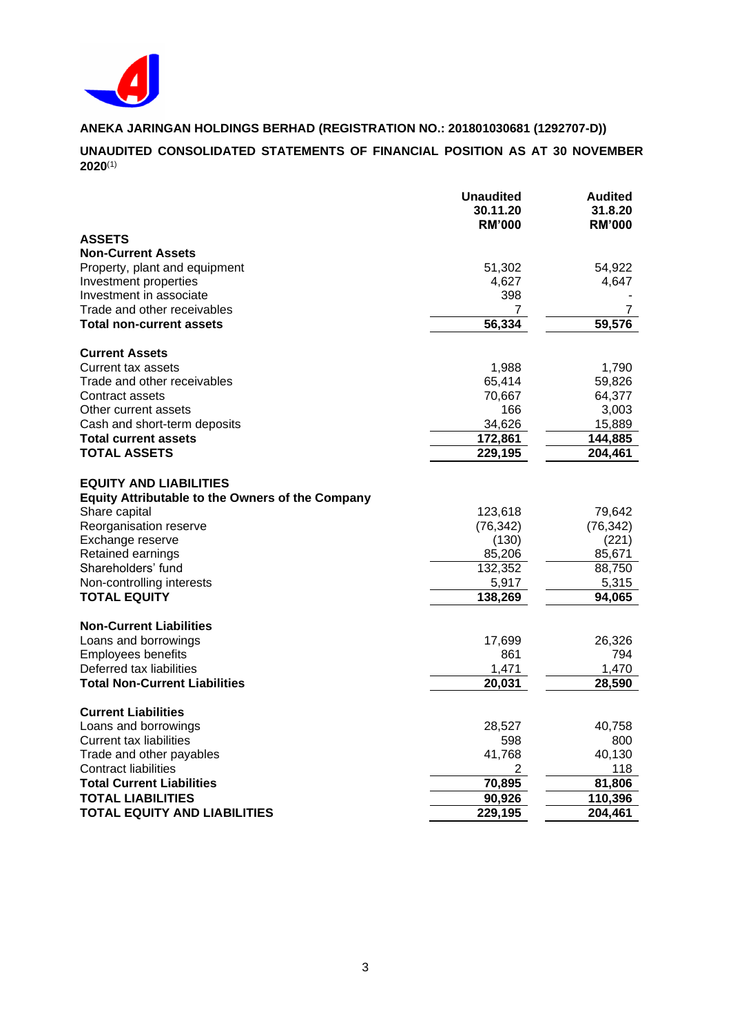**ANEKA JARINGAN HOLDINGS BERHAD (REGISTRATION NO.: 201801030681 (1292707-D))**

**UNAUDITED CONSOLIDATED STATEMENTS OF FINANCIAL POSITION AS AT 30 NOVEMBER 2020**(1)

| | Unaudited 30.11.20 RM'000 | Audited 31.8.20 RM'000 |
|---|---|---|
| **ASSETS** | | |
| **Non-Current Assets** | | |
| Property, plant and equipment | 51,302 | 54,922 |
| Investment properties | 4,627 | 4,647 |
| Investment in associate | 398 | - |
| Trade and other receivables | 7 | 7 |
| **Total non-current assets** | **56,334** | **59,576** |
| | | |
| **Current Assets** | | |
| Current tax assets | 1,988 | 1,790 |
| Trade and other receivables | 65,414 | 59,826 |
| Contract assets | 70,667 | 64,377 |
| Other current assets | 166 | 3,003 |
| Cash and short-term deposits | 34,626 | 15,889 |
| **Total current assets** | **172,861** | **144,885** |
| **TOTAL ASSETS** | **229,195** | **204,461** |
| | | |
| **EQUITY AND LIABILITIES** | | |
| **Equity Attributable to the Owners of the Company** | | |
| Share capital | 123,618 | 79,642 |
| Reorganisation reserve | (76,342) | (76,342) |
| Exchange reserve | (130) | (221) |
| Retained earnings | 85,206 | 85,671 |
| Shareholders' fund | 132,352 | 88,750 |
| Non-controlling interests | 5,917 | 5,315 |
| **TOTAL EQUITY** | **138,269** | **94,065** |
| | | |
| **Non-Current Liabilities** | | |
| Loans and borrowings | 17,699 | 26,326 |
| Employees benefits | 861 | 794 |
| Deferred tax liabilities | 1,471 | 1,470 |
| **Total Non-Current Liabilities** | **20,031** | **28,590** |
| | | |
| **Current Liabilities** | | |
| Loans and borrowings | 28,527 | 40,758 |
| Current tax liabilities | 598 | 800 |
| Trade and other payables | 41,768 | 40,130 |
| Contract liabilities | 2 | 118 |
| **Total Current Liabilities** | **70,895** | **81,806** |
| **TOTAL LIABILITIES** | **90,926** | **110,396** |
| **TOTAL EQUITY AND LIABILITIES** | **229,195** | **204,461** |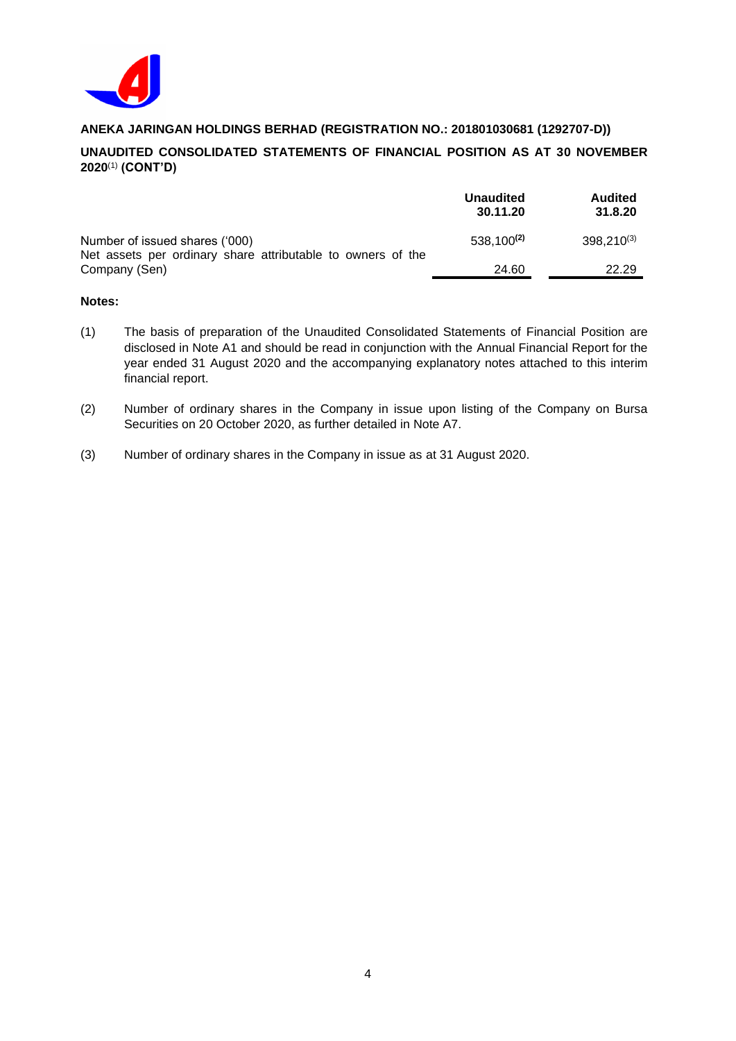**ANEKA JARINGAN HOLDINGS BERHAD (REGISTRATION NO.: 201801030681 (1292707-D))**

**UNAUDITED CONSOLIDATED STATEMENTS OF FINANCIAL POSITION AS AT 30 NOVEMBER 2020**(1) **(CONT'D)**

| | **Unaudited 30.11.20** | **Audited 31.8.20** |
|---|---|---|
| Number of issued shares ('000) | 538,100(2) | 398,210(3) |
| Net assets per ordinary share attributable to owners of the Company (Sen) | 24.60 | 22.29 |

**Notes:**

(1) The basis of preparation of the Unaudited Consolidated Statements of Financial Position are disclosed in Note A1 and should be read in conjunction with the Annual Financial Report for the year ended 31 August 2020 and the accompanying explanatory notes attached to this interim financial report.

(2) Number of ordinary shares in the Company in issue upon listing of the Company on Bursa Securities on 20 October 2020, as further detailed in Note A7.

(3) Number of ordinary shares in the Company in issue as at 31 August 2020.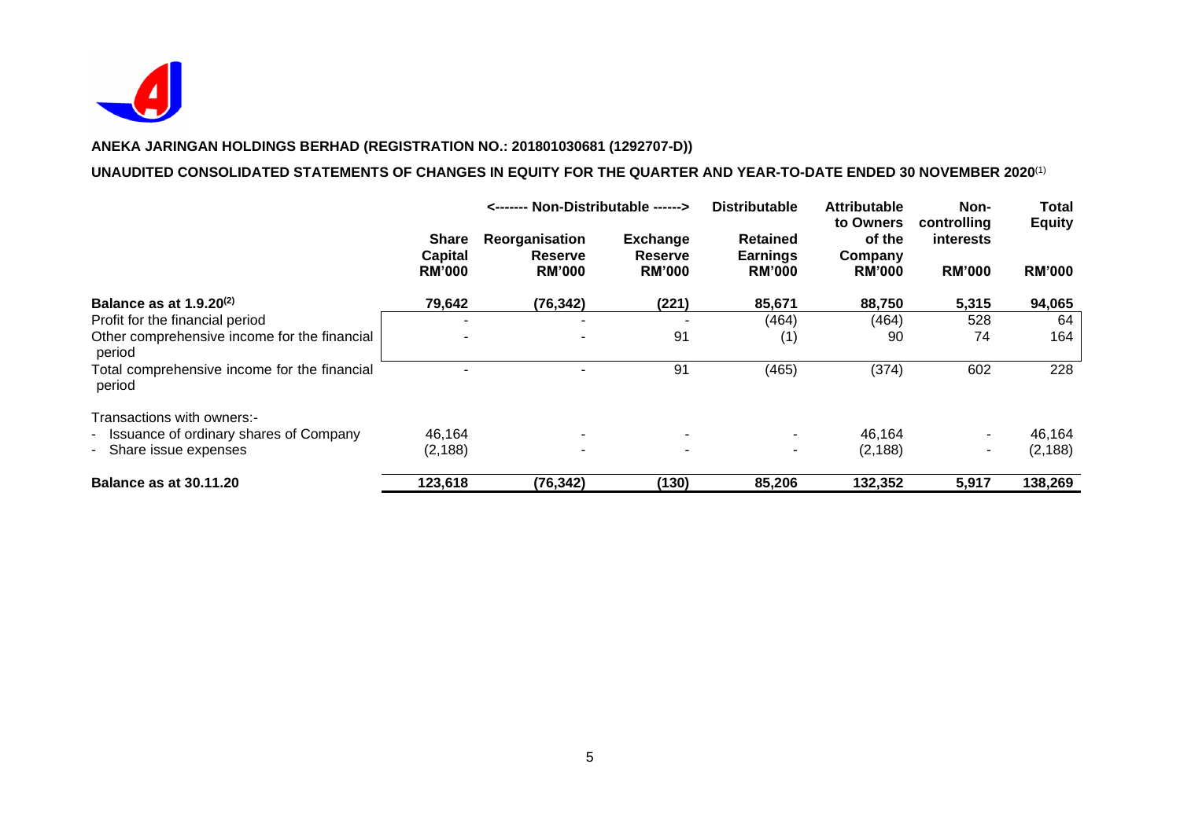**ANEKA JARINGAN HOLDINGS BERHAD (REGISTRATION NO.: 201801030681 (1292707-D))**

**UNAUDITED CONSOLIDATED STATEMENTS OF CHANGES IN EQUITY FOR THE QUARTER AND YEAR-TO-DATE ENDED 30 NOVEMBER 2020**(1)

| | | <------- Non-Distributable ------> | | Distributable | | | |
|---|---|---|---|---|---|---|---|
| | **Share Capital** | **Reorganisation Reserve** | **Exchange Reserve** | **Retained Earnings** | **Attributable to Owners of the Company** | **Non-controlling interests** | **Total Equity** |
| | **RM'000** | **RM'000** | **RM'000** | **RM'000** | **RM'000** | **RM'000** | **RM'000** |
| **Balance as at 1.9.20**(2) | **79,642** | **(76,342)** | **(221)** | **85,671** | **88,750** | **5,315** | **94,065** |
| Profit for the financial period | - | - | - | (464) | (464) | 528 | 64 |
| Other comprehensive income for the financial period | - | - | 91 | (1) | 90 | 74 | 164 |
| Total comprehensive income for the financial period | - | - | 91 | (465) | (374) | 602 | 228 |
| Transactions with owners:- | | | | | | | |
| - Issuance of ordinary shares of Company | 46,164 | - | - | - | 46,164 | - | 46,164 |
| - Share issue expenses | (2,188) | - | - | - | (2,188) | - | (2,188) |
| **Balance as at 30.11.20** | **123,618** | **(76,342)** | **(130)** | **85,206** | **132,352** | **5,917** | **138,269** |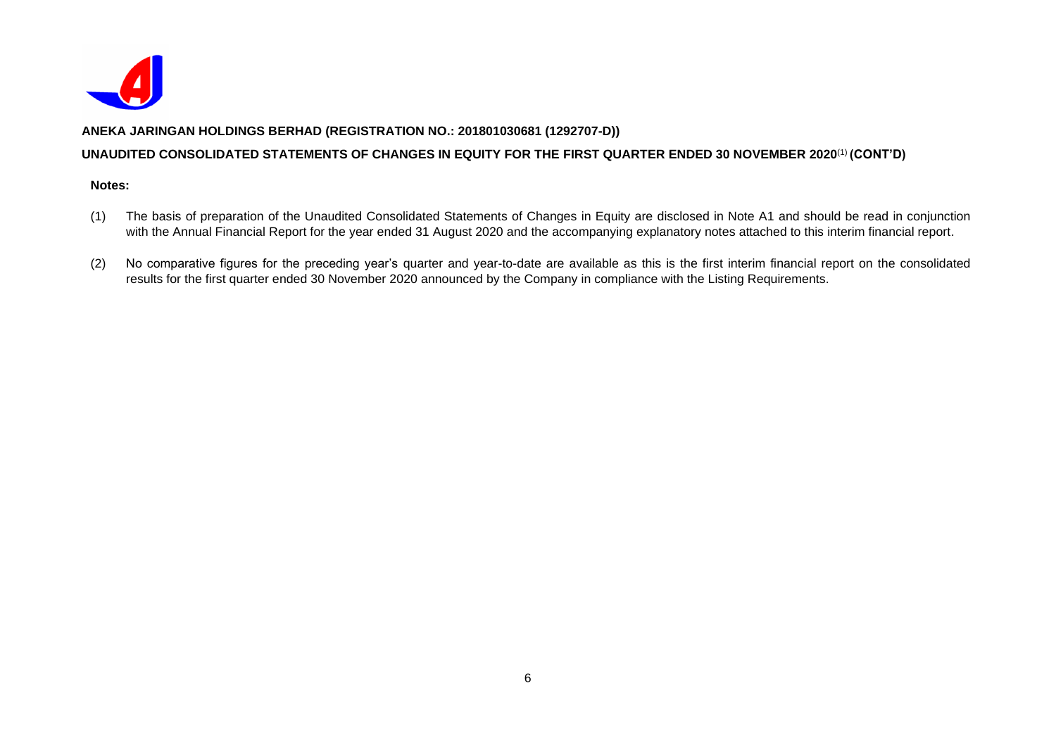**ANEKA JARINGAN HOLDINGS BERHAD (REGISTRATION NO.: 201801030681 (1292707-D))**

**UNAUDITED CONSOLIDATED STATEMENTS OF CHANGES IN EQUITY FOR THE FIRST QUARTER ENDED 30 NOVEMBER 2020[(1)] (CONT'D)**

**Notes:**

(1) The basis of preparation of the Unaudited Consolidated Statements of Changes in Equity are disclosed in Note A1 and should be read in conjunction with the Annual Financial Report for the year ended 31 August 2020 and the accompanying explanatory notes attached to this interim financial report.

(2) No comparative figures for the preceding year's quarter and year-to-date are available as this is the first interim financial report on the consolidated results for the first quarter ended 30 November 2020 announced by the Company in compliance with the Listing Requirements.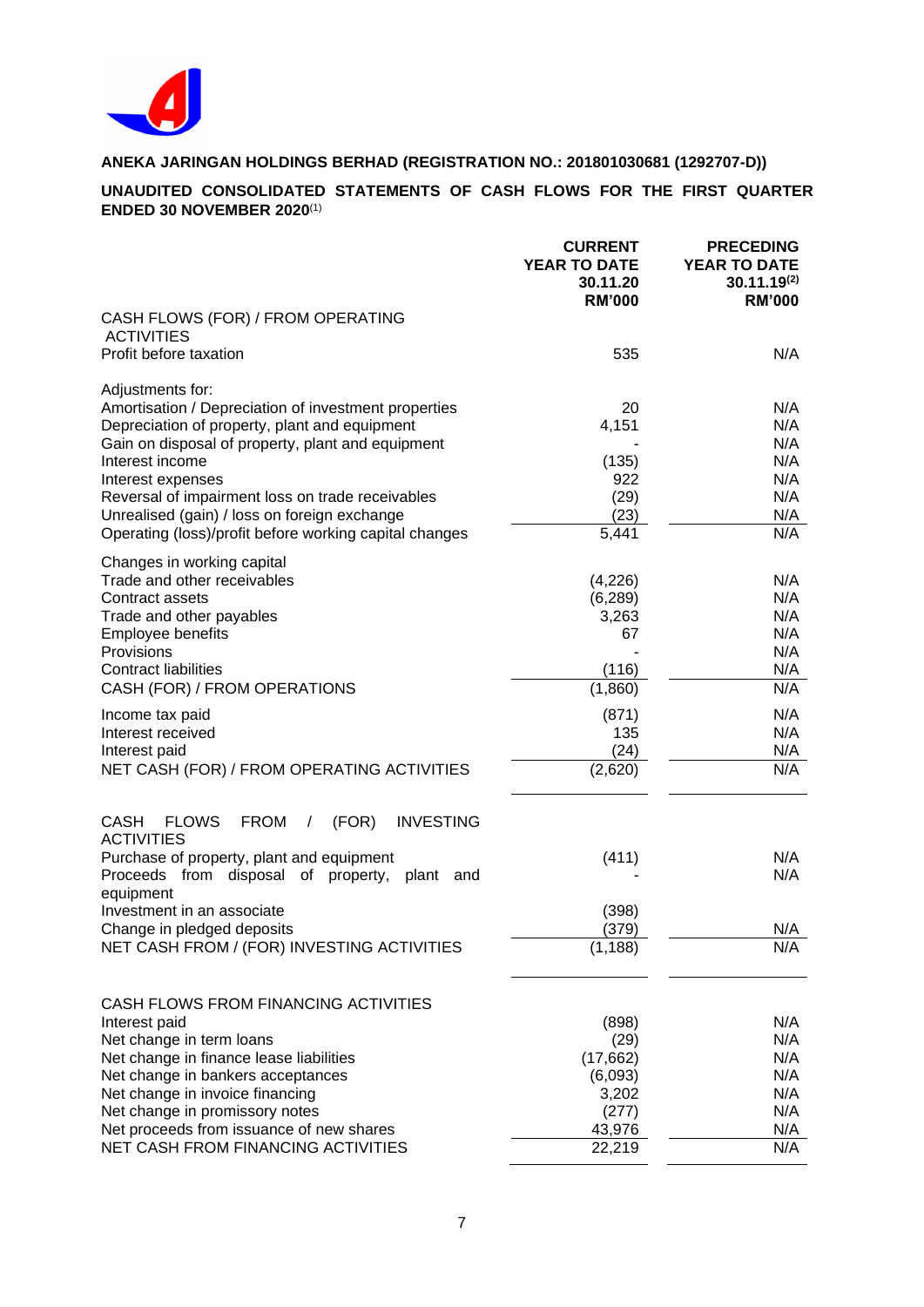**ANEKA JARINGAN HOLDINGS BERHAD (REGISTRATION NO.: 201801030681 (1292707-D))**

**UNAUDITED CONSOLIDATED STATEMENTS OF CASH FLOWS FOR THE FIRST QUARTER ENDED 30 NOVEMBER 2020**(1)

| | CURRENT YEAR TO DATE 30.11.20 RM'000 | PRECEDING YEAR TO DATE 30.11.19(2) RM'000 |
|---|---|---|
| CASH FLOWS (FOR) / FROM OPERATING ACTIVITIES | | |
| Profit before taxation | 535 | N/A |
| | | |
| Adjustments for: | | |
| Amortisation / Depreciation of investment properties | 20 | N/A |
| Depreciation of property, plant and equipment | 4,151 | N/A |
| Gain on disposal of property, plant and equipment | - | N/A |
| Interest income | (135) | N/A |
| Interest expenses | 922 | N/A |
| Reversal of impairment loss on trade receivables | (29) | N/A |
| Unrealised (gain) / loss on foreign exchange | (23) | N/A |
| Operating (loss)/profit before working capital changes | 5,441 | N/A |
| | | |
| Changes in working capital | | |
| Trade and other receivables | (4,226) | N/A |
| Contract assets | (6,289) | N/A |
| Trade and other payables | 3,263 | N/A |
| Employee benefits | 67 | N/A |
| Provisions | - | N/A |
| Contract liabilities | (116) | N/A |
| CASH (FOR) / FROM OPERATIONS | (1,860) | N/A |
| | | |
| Income tax paid | (871) | N/A |
| Interest received | 135 | N/A |
| Interest paid | (24) | N/A |
| NET CASH (FOR) / FROM OPERATING ACTIVITIES | (2,620) | N/A |
| | | |
| CASH FLOWS FROM / (FOR) INVESTING ACTIVITIES | | |
| Purchase of property, plant and equipment | (411) | N/A |
| Proceeds from disposal of property, plant and equipment | - | N/A |
| Investment in an associate | (398) | |
| Change in pledged deposits | (379) | N/A |
| NET CASH FROM / (FOR) INVESTING ACTIVITIES | (1,188) | N/A |
| | | |
| CASH FLOWS FROM FINANCING ACTIVITIES | | |
| Interest paid | (898) | N/A |
| Net change in term loans | (29) | N/A |
| Net change in finance lease liabilities | (17,662) | N/A |
| Net change in bankers acceptances | (6,093) | N/A |
| Net change in invoice financing | 3,202 | N/A |
| Net change in promissory notes | (277) | N/A |
| Net proceeds from issuance of new shares | 43,976 | N/A |
| NET CASH FROM FINANCING ACTIVITIES | 22,219 | N/A |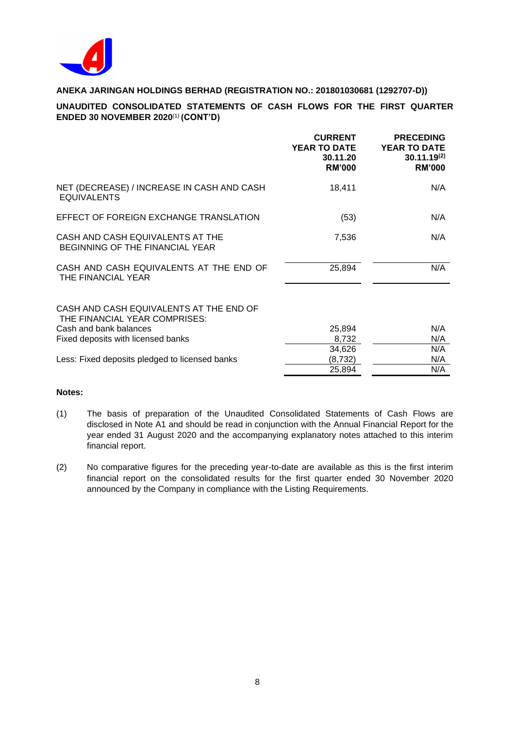**ANEKA JARINGAN HOLDINGS BERHAD (REGISTRATION NO.: 201801030681 (1292707-D))**

**UNAUDITED CONSOLIDATED STATEMENTS OF CASH FLOWS FOR THE FIRST QUARTER ENDED 30 NOVEMBER 2020[(1)] (CONT'D)**

| | CURRENT YEAR TO DATE 30.11.20 RM'000 | PRECEDING YEAR TO DATE 30.11.19[(2)] RM'000 |
|---|---|---|
| NET (DECREASE) / INCREASE IN CASH AND CASH EQUIVALENTS | 18,411 | N/A |
| EFFECT OF FOREIGN EXCHANGE TRANSLATION | (53) | N/A |
| CASH AND CASH EQUIVALENTS AT THE BEGINNING OF THE FINANCIAL YEAR | 7,536 | N/A |
| CASH AND CASH EQUIVALENTS AT THE END OF THE FINANCIAL YEAR | 25,894 | N/A |
| | | |
| CASH AND CASH EQUIVALENTS AT THE END OF THE FINANCIAL YEAR COMPRISES: | | |
| Cash and bank balances | 25,894 | N/A |
| Fixed deposits with licensed banks | 8,732 | N/A |
| | 34,626 | N/A |
| Less: Fixed deposits pledged to licensed banks | (8,732) | N/A |
| | 25,894 | N/A |

**Notes:**

(1) The basis of preparation of the Unaudited Consolidated Statements of Cash Flows are disclosed in Note A1 and should be read in conjunction with the Annual Financial Report for the year ended 31 August 2020 and the accompanying explanatory notes attached to this interim financial report.

(2) No comparative figures for the preceding year-to-date are available as this is the first interim financial report on the consolidated results for the first quarter ended 30 November 2020 announced by the Company in compliance with the Listing Requirements.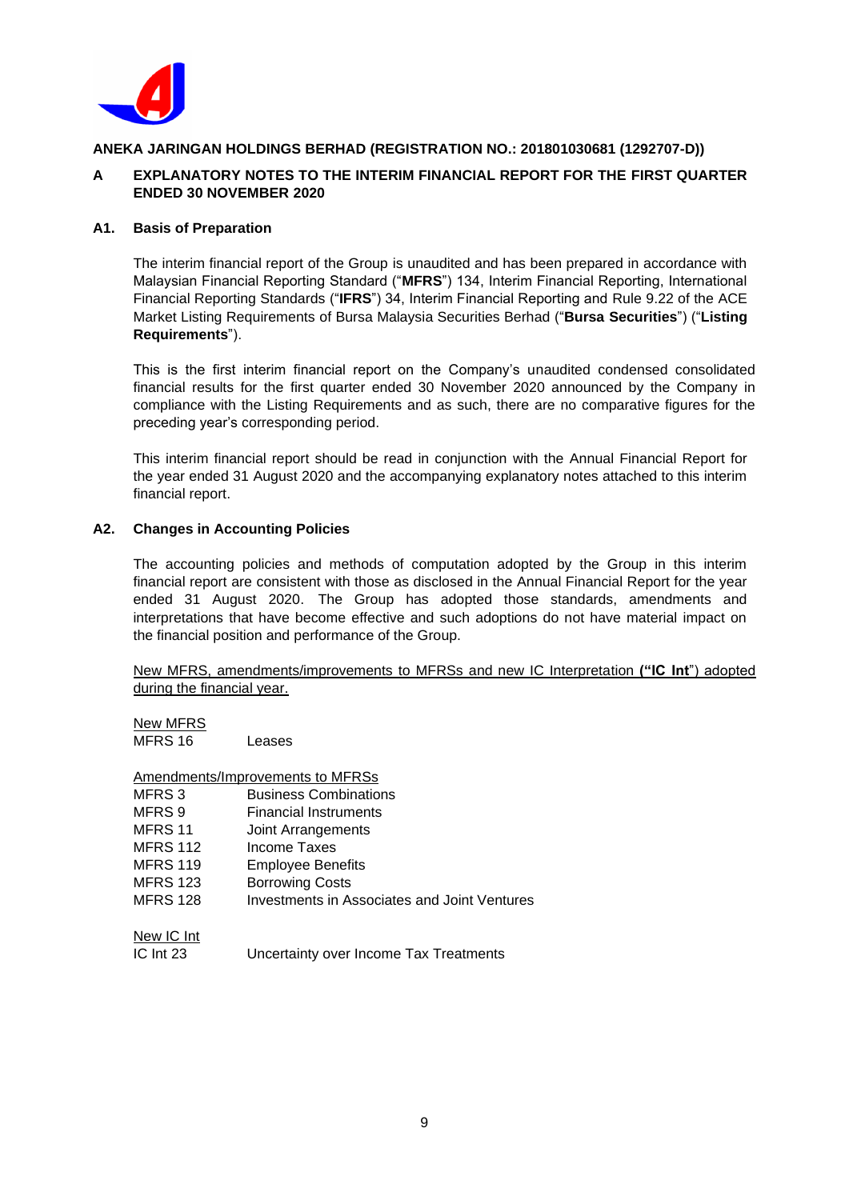**ANEKA JARINGAN HOLDINGS BERHAD (REGISTRATION NO.: 201801030681 (1292707-D))**

## A EXPLANATORY NOTES TO THE INTERIM FINANCIAL REPORT FOR THE FIRST QUARTER ENDED 30 NOVEMBER 2020

### A1. Basis of Preparation

The interim financial report of the Group is unaudited and has been prepared in accordance with Malaysian Financial Reporting Standard ("**MFRS**") 134, Interim Financial Reporting, International Financial Reporting Standards ("**IFRS**") 34, Interim Financial Reporting and Rule 9.22 of the ACE Market Listing Requirements of Bursa Malaysia Securities Berhad ("**Bursa Securities**") ("**Listing Requirements**").

This is the first interim financial report on the Company's unaudited condensed consolidated financial results for the first quarter ended 30 November 2020 announced by the Company in compliance with the Listing Requirements and as such, there are no comparative figures for the preceding year's corresponding period.

This interim financial report should be read in conjunction with the Annual Financial Report for the year ended 31 August 2020 and the accompanying explanatory notes attached to this interim financial report.

### A2. Changes in Accounting Policies

The accounting policies and methods of computation adopted by the Group in this interim financial report are consistent with those as disclosed in the Annual Financial Report for the year ended 31 August 2020. The Group has adopted those standards, amendments and interpretations that have become effective and such adoptions do not have material impact on the financial position and performance of the Group.

New MFRS, amendments/improvements to MFRSs and new IC Interpretation **("IC Int**") adopted during the financial year.

New MFRS

| | |
|---|---|
| MFRS 16 | Leases |

Amendments/Improvements to MFRSs

| | |
|---|---|
| MFRS 3 | Business Combinations |
| MFRS 9 | Financial Instruments |
| MFRS 11 | Joint Arrangements |
| MFRS 112 | Income Taxes |
| MFRS 119 | Employee Benefits |
| MFRS 123 | Borrowing Costs |
| MFRS 128 | Investments in Associates and Joint Ventures |

New IC Int

| | |
|---|---|
| IC Int 23 | Uncertainty over Income Tax Treatments |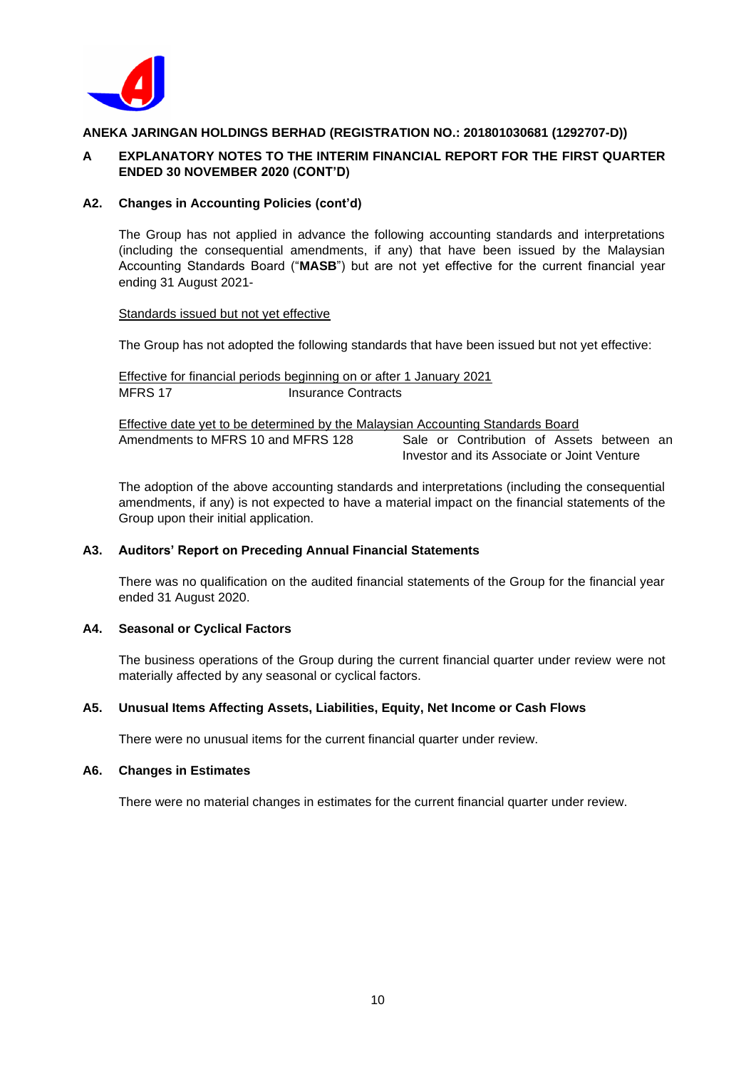**ANEKA JARINGAN HOLDINGS BERHAD (REGISTRATION NO.: 201801030681 (1292707-D))**

## A EXPLANATORY NOTES TO THE INTERIM FINANCIAL REPORT FOR THE FIRST QUARTER ENDED 30 NOVEMBER 2020 (CONT'D)

### A2. Changes in Accounting Policies (cont'd)

The Group has not applied in advance the following accounting standards and interpretations (including the consequential amendments, if any) that have been issued by the Malaysian Accounting Standards Board ("**MASB**") but are not yet effective for the current financial year ending 31 August 2021-

Standards issued but not yet effective

The Group has not adopted the following standards that have been issued but not yet effective:

Effective for financial periods beginning on or after 1 January 2021

| | |
|---|---|
| MFRS 17 | Insurance Contracts |

Effective date yet to be determined by the Malaysian Accounting Standards Board

| | |
|---|---|
| Amendments to MFRS 10 and MFRS 128 | Sale or Contribution of Assets between an Investor and its Associate or Joint Venture |

The adoption of the above accounting standards and interpretations (including the consequential amendments, if any) is not expected to have a material impact on the financial statements of the Group upon their initial application.

### A3. Auditors' Report on Preceding Annual Financial Statements

There was no qualification on the audited financial statements of the Group for the financial year ended 31 August 2020.

### A4. Seasonal or Cyclical Factors

The business operations of the Group during the current financial quarter under review were not materially affected by any seasonal or cyclical factors.

### A5. Unusual Items Affecting Assets, Liabilities, Equity, Net Income or Cash Flows

There were no unusual items for the current financial quarter under review.

### A6. Changes in Estimates

There were no material changes in estimates for the current financial quarter under review.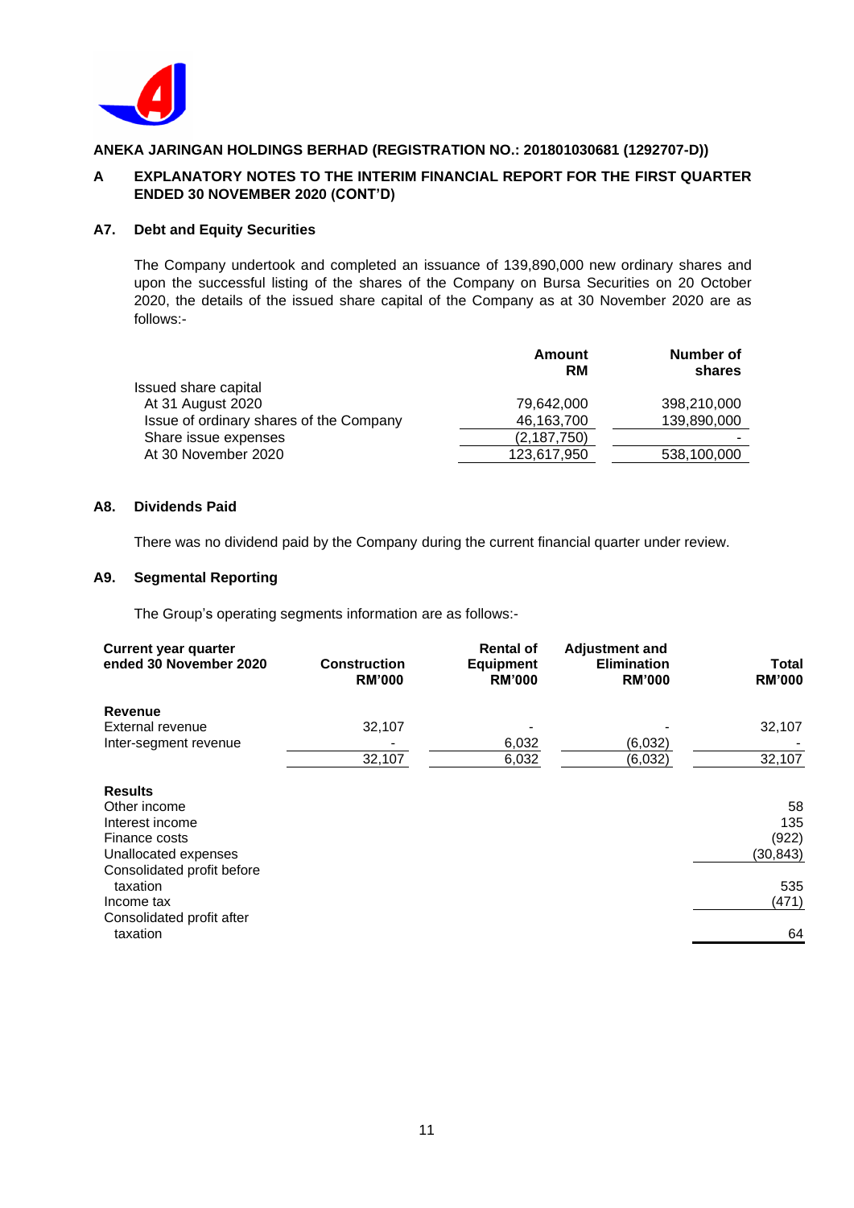**ANEKA JARINGAN HOLDINGS BERHAD (REGISTRATION NO.: 201801030681 (1292707-D))**

**A EXPLANATORY NOTES TO THE INTERIM FINANCIAL REPORT FOR THE FIRST QUARTER ENDED 30 NOVEMBER 2020 (CONT'D)**

### A7. Debt and Equity Securities

The Company undertook and completed an issuance of 139,890,000 new ordinary shares and upon the successful listing of the shares of the Company on Bursa Securities on 20 October 2020, the details of the issued share capital of the Company as at 30 November 2020 are as follows:-

| | Amount RM | Number of shares |
|---|---|---|
| Issued share capital | | |
| At 31 August 2020 | 79,642,000 | 398,210,000 |
| Issue of ordinary shares of the Company | 46,163,700 | 139,890,000 |
| Share issue expenses | (2,187,750) | - |
| At 30 November 2020 | 123,617,950 | 538,100,000 |

### A8. Dividends Paid

There was no dividend paid by the Company during the current financial quarter under review.

### A9. Segmental Reporting

The Group's operating segments information are as follows:-

| Current year quarter ended 30 November 2020 | Construction RM'000 | Rental of Equipment RM'000 | Adjustment and Elimination RM'000 | Total RM'000 |
|---|---|---|---|---|
| **Revenue** | | | | |
| External revenue | 32,107 | - | - | 32,107 |
| Inter-segment revenue | - | 6,032 | (6,032) | - |
| | 32,107 | 6,032 | (6,032) | 32,107 |
| **Results** | | | | |
| Other income | | | | 58 |
| Interest income | | | | 135 |
| Finance costs | | | | (922) |
| Unallocated expenses | | | | (30,843) |
| Consolidated profit before taxation | | | | 535 |
| Income tax | | | | (471) |
| Consolidated profit after taxation | | | | 64 |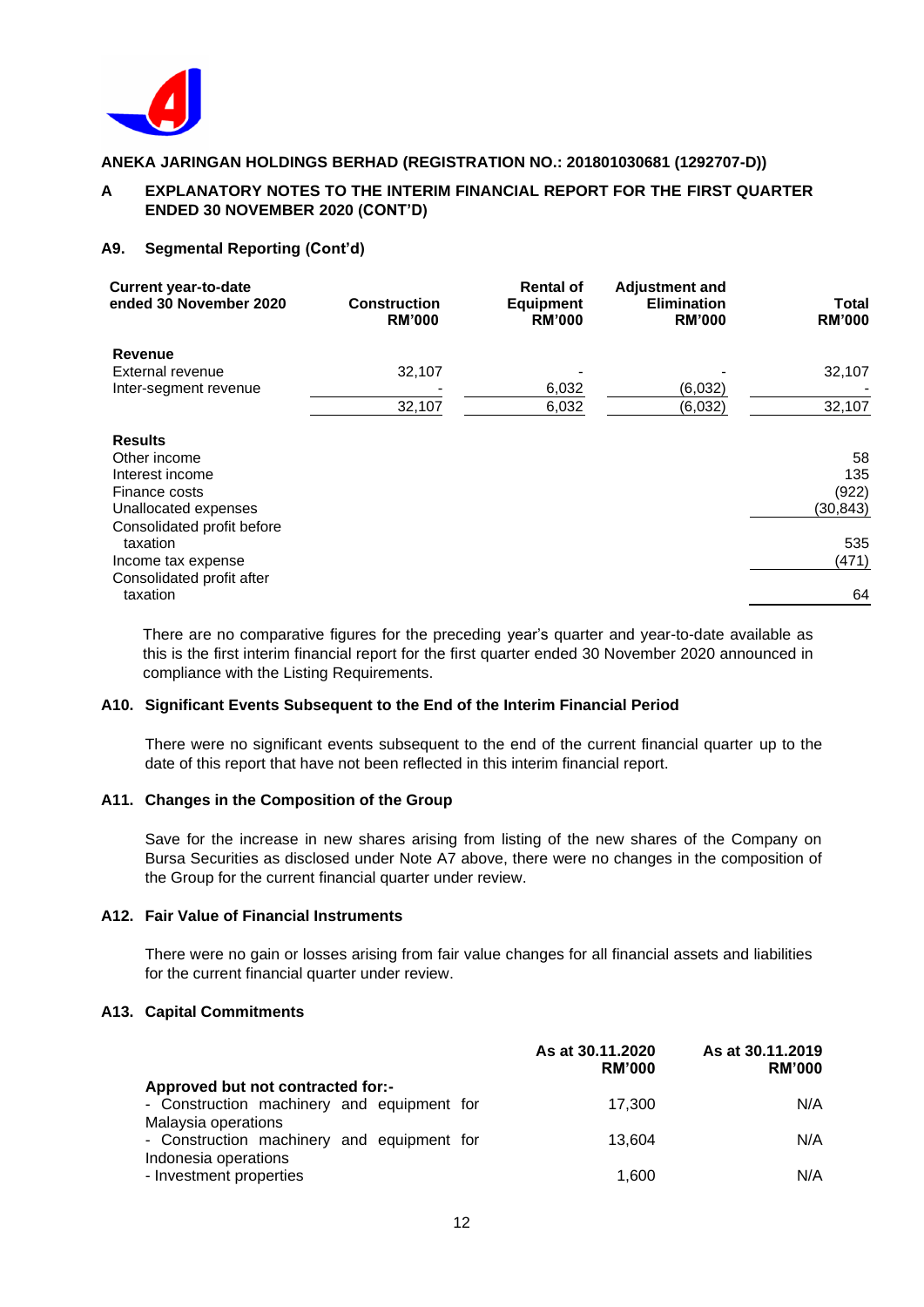**ANEKA JARINGAN HOLDINGS BERHAD (REGISTRATION NO.: 201801030681 (1292707-D))**

**A EXPLANATORY NOTES TO THE INTERIM FINANCIAL REPORT FOR THE FIRST QUARTER ENDED 30 NOVEMBER 2020 (CONT'D)**

### A9. Segmental Reporting (Cont'd)

| Current year-to-date ended 30 November 2020 | Construction RM'000 | Rental of Equipment RM'000 | Adjustment and Elimination RM'000 | Total RM'000 |
|---|---|---|---|---|
| **Revenue** | | | | |
| External revenue | 32,107 | - | - | 32,107 |
| Inter-segment revenue | - | 6,032 | (6,032) | - |
| | 32,107 | 6,032 | (6,032) | 32,107 |
| **Results** | | | | |
| Other income | | | | 58 |
| Interest income | | | | 135 |
| Finance costs | | | | (922) |
| Unallocated expenses | | | | (30,843) |
| Consolidated profit before taxation | | | | 535 |
| Income tax expense | | | | (471) |
| Consolidated profit after taxation | | | | 64 |

There are no comparative figures for the preceding year's quarter and year-to-date available as this is the first interim financial report for the first quarter ended 30 November 2020 announced in compliance with the Listing Requirements.

### A10. Significant Events Subsequent to the End of the Interim Financial Period

There were no significant events subsequent to the end of the current financial quarter up to the date of this report that have not been reflected in this interim financial report.

### A11. Changes in the Composition of the Group

Save for the increase in new shares arising from listing of the new shares of the Company on Bursa Securities as disclosed under Note A7 above, there were no changes in the composition of the Group for the current financial quarter under review.

### A12. Fair Value of Financial Instruments

There were no gain or losses arising from fair value changes for all financial assets and liabilities for the current financial quarter under review.

### A13. Capital Commitments

| | As at 30.11.2020 RM'000 | As at 30.11.2019 RM'000 |
|---|---|---|
| **Approved but not contracted for:-** | | |
| - Construction machinery and equipment for Malaysia operations | 17,300 | N/A |
| - Construction machinery and equipment for Indonesia operations | 13,604 | N/A |
| - Investment properties | 1,600 | N/A |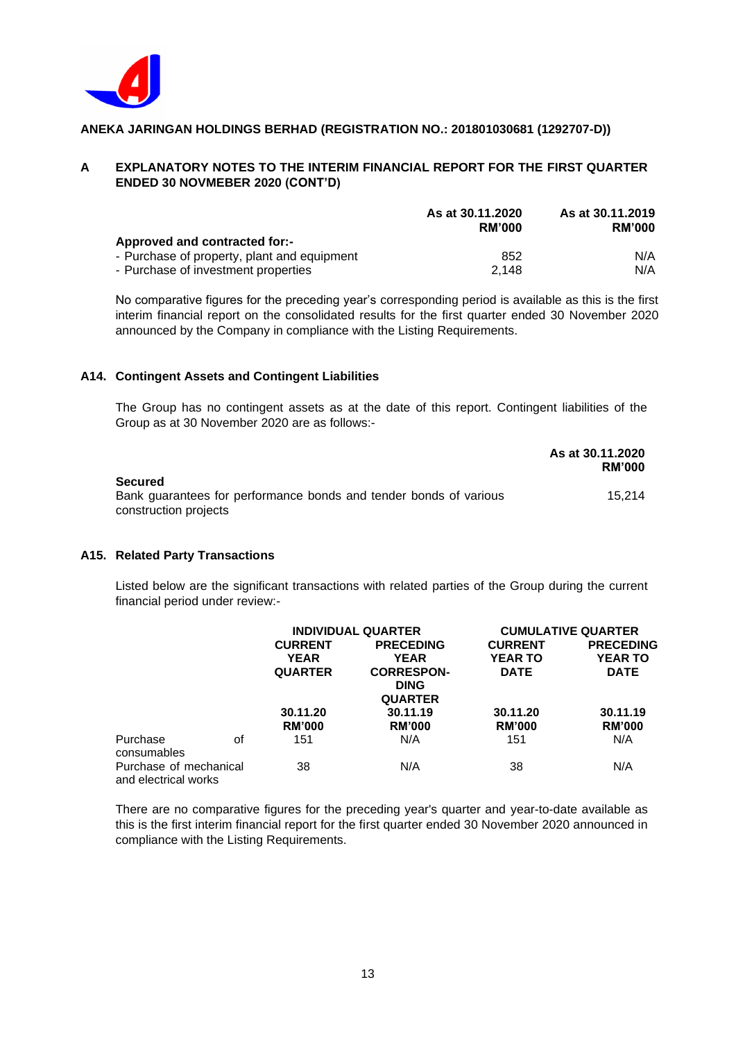**ANEKA JARINGAN HOLDINGS BERHAD (REGISTRATION NO.: 201801030681 (1292707-D))**

**A EXPLANATORY NOTES TO THE INTERIM FINANCIAL REPORT FOR THE FIRST QUARTER ENDED 30 NOVMEBER 2020 (CONT'D)**

| | As at 30.11.2020 RM'000 | As at 30.11.2019 RM'000 |
|---|---|---|
| **Approved and contracted for:-** | | |
| - Purchase of property, plant and equipment | 852 | N/A |
| - Purchase of investment properties | 2,148 | N/A |

No comparative figures for the preceding year's corresponding period is available as this is the first interim financial report on the consolidated results for the first quarter ended 30 November 2020 announced by the Company in compliance with the Listing Requirements.

### A14. Contingent Assets and Contingent Liabilities

The Group has no contingent assets as at the date of this report. Contingent liabilities of the Group as at 30 November 2020 are as follows:-

| | As at 30.11.2020 RM'000 |
|---|---|
| **Secured** | |
| Bank guarantees for performance bonds and tender bonds of various construction projects | 15,214 |

### A15. Related Party Transactions

Listed below are the significant transactions with related parties of the Group during the current financial period under review:-

| | INDIVIDUAL QUARTER | | CUMULATIVE QUARTER | |
|---|---|---|---|---|
| | CURRENT YEAR QUARTER | PRECEDING YEAR CORRESPON-DING QUARTER | CURRENT YEAR TO DATE | PRECEDING YEAR TO DATE |
| | 30.11.20 RM'000 | 30.11.19 RM'000 | 30.11.20 RM'000 | 30.11.19 RM'000 |
| Purchase of consumables | 151 | N/A | 151 | N/A |
| Purchase of mechanical and electrical works | 38 | N/A | 38 | N/A |

There are no comparative figures for the preceding year's quarter and year-to-date available as this is the first interim financial report for the first quarter ended 30 November 2020 announced in compliance with the Listing Requirements.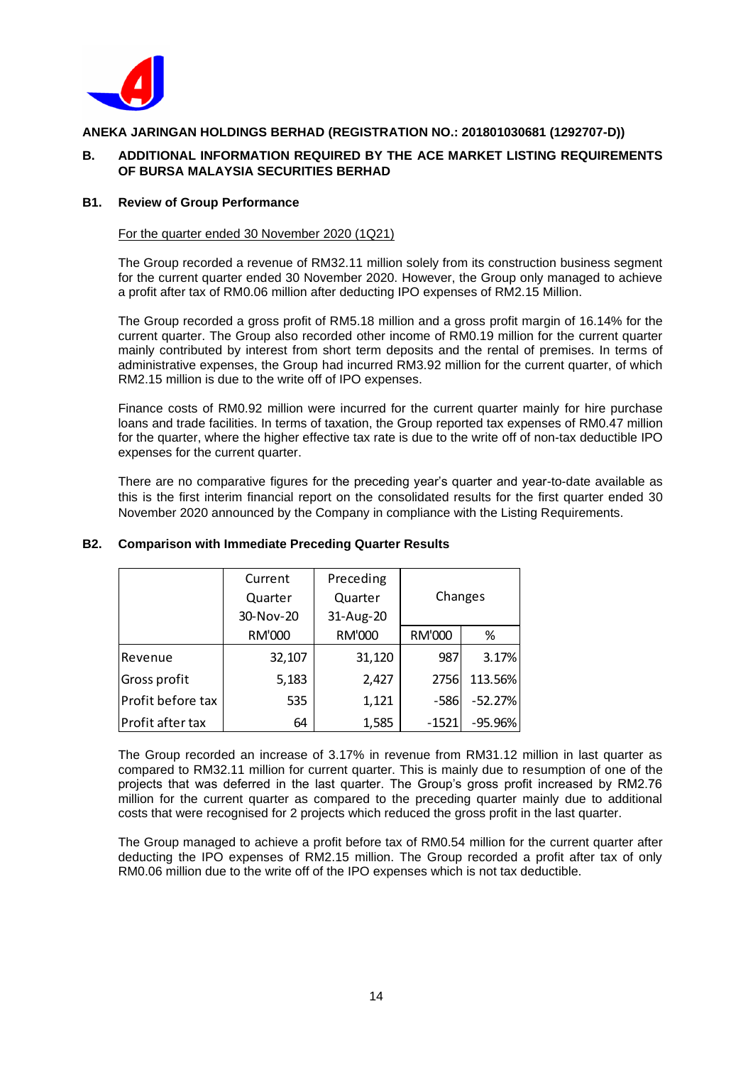**ANEKA JARINGAN HOLDINGS BERHAD (REGISTRATION NO.: 201801030681 (1292707-D))**

## B. ADDITIONAL INFORMATION REQUIRED BY THE ACE MARKET LISTING REQUIREMENTS OF BURSA MALAYSIA SECURITIES BERHAD

### B1. Review of Group Performance

For the quarter ended 30 November 2020 (1Q21)

The Group recorded a revenue of RM32.11 million solely from its construction business segment for the current quarter ended 30 November 2020. However, the Group only managed to achieve a profit after tax of RM0.06 million after deducting IPO expenses of RM2.15 Million.

The Group recorded a gross profit of RM5.18 million and a gross profit margin of 16.14% for the current quarter. The Group also recorded other income of RM0.19 million for the current quarter mainly contributed by interest from short term deposits and the rental of premises. In terms of administrative expenses, the Group had incurred RM3.92 million for the current quarter, of which RM2.15 million is due to the write off of IPO expenses.

Finance costs of RM0.92 million were incurred for the current quarter mainly for hire purchase loans and trade facilities. In terms of taxation, the Group reported tax expenses of RM0.47 million for the quarter, where the higher effective tax rate is due to the write off of non-tax deductible IPO expenses for the current quarter.

There are no comparative figures for the preceding year's quarter and year-to-date available as this is the first interim financial report on the consolidated results for the first quarter ended 30 November 2020 announced by the Company in compliance with the Listing Requirements.

### B2. Comparison with Immediate Preceding Quarter Results

| | Current Quarter 30-Nov-20 | Preceding Quarter 31-Aug-20 | Changes | |
|---|---|---|---|---|
| | RM'000 | RM'000 | RM'000 | % |
| Revenue | 32,107 | 31,120 | 987 | 3.17% |
| Gross profit | 5,183 | 2,427 | 2756 | 113.56% |
| Profit before tax | 535 | 1,121 | -586 | -52.27% |
| Profit after tax | 64 | 1,585 | -1521 | -95.96% |

The Group recorded an increase of 3.17% in revenue from RM31.12 million in last quarter as compared to RM32.11 million for current quarter. This is mainly due to resumption of one of the projects that was deferred in the last quarter. The Group's gross profit increased by RM2.76 million for the current quarter as compared to the preceding quarter mainly due to additional costs that were recognised for 2 projects which reduced the gross profit in the last quarter.

The Group managed to achieve a profit before tax of RM0.54 million for the current quarter after deducting the IPO expenses of RM2.15 million. The Group recorded a profit after tax of only RM0.06 million due to the write off of the IPO expenses which is not tax deductible.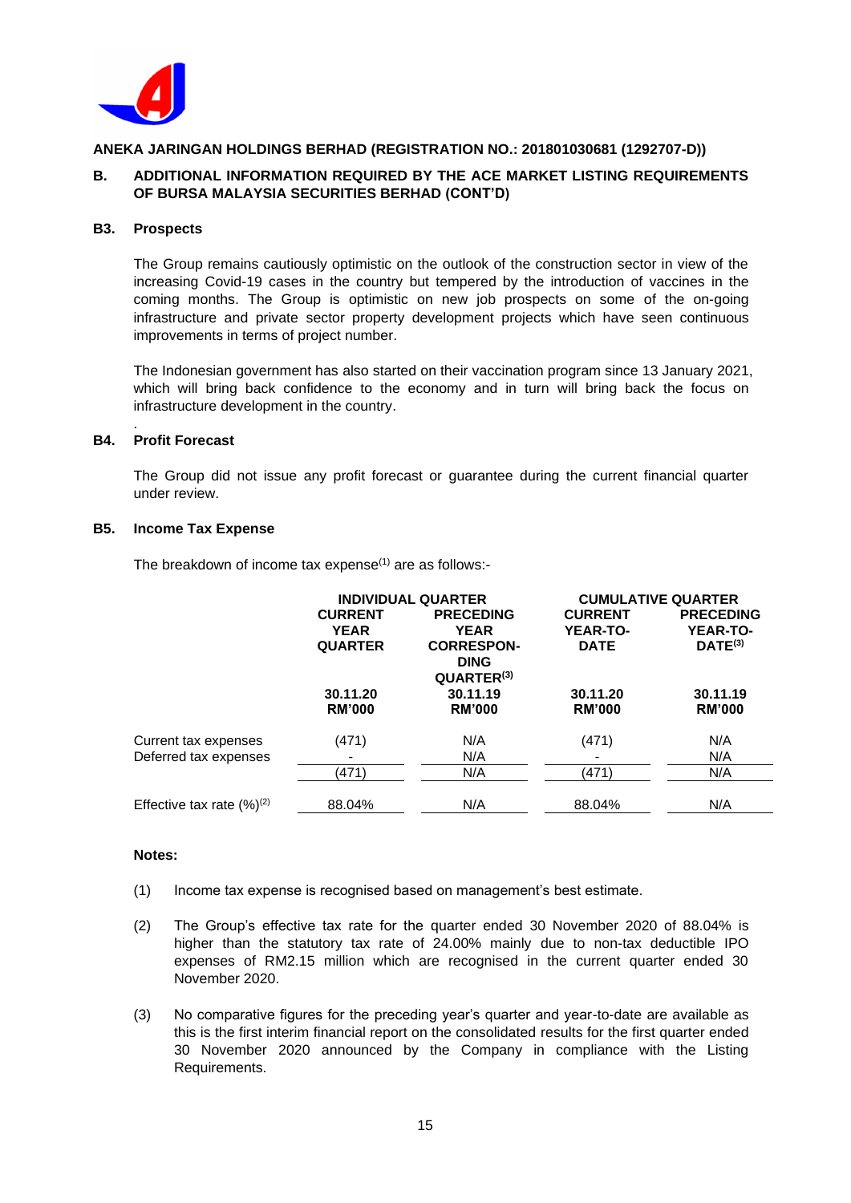**ANEKA JARINGAN HOLDINGS BERHAD (REGISTRATION NO.: 201801030681 (1292707-D))**

## B. ADDITIONAL INFORMATION REQUIRED BY THE ACE MARKET LISTING REQUIREMENTS OF BURSA MALAYSIA SECURITIES BERHAD (CONT'D)

### B3. Prospects

The Group remains cautiously optimistic on the outlook of the construction sector in view of the increasing Covid-19 cases in the country but tempered by the introduction of vaccines in the coming months. The Group is optimistic on new job prospects on some of the on-going infrastructure and private sector property development projects which have seen continuous improvements in terms of project number.

The Indonesian government has also started on their vaccination program since 13 January 2021, which will bring back confidence to the economy and in turn will bring back the focus on infrastructure development in the country.

### B4. Profit Forecast

The Group did not issue any profit forecast or guarantee during the current financial quarter under review.

### B5. Income Tax Expense

The breakdown of income tax expense[1] are as follows:-

| | INDIVIDUAL QUARTER | | CUMULATIVE QUARTER | |
|---|---|---|---|---|
| | CURRENT YEAR QUARTER | PRECEDING YEAR CORRESPONDING QUARTER[3] | CURRENT YEAR-TO-DATE | PRECEDING YEAR-TO-DATE[3] |
| | 30.11.20 RM'000 | 30.11.19 RM'000 | 30.11.20 RM'000 | 30.11.19 RM'000 |
| Current tax expenses | (471) | N/A | (471) | N/A |
| Deferred tax expenses | - | N/A | - | N/A |
| | (471) | N/A | (471) | N/A |
| Effective tax rate (%)[2] | 88.04% | N/A | 88.04% | N/A |

**Notes:**

(1) Income tax expense is recognised based on management's best estimate.

(2) The Group's effective tax rate for the quarter ended 30 November 2020 of 88.04% is higher than the statutory tax rate of 24.00% mainly due to non-tax deductible IPO expenses of RM2.15 million which are recognised in the current quarter ended 30 November 2020.

(3) No comparative figures for the preceding year's quarter and year-to-date are available as this is the first interim financial report on the consolidated results for the first quarter ended 30 November 2020 announced by the Company in compliance with the Listing Requirements.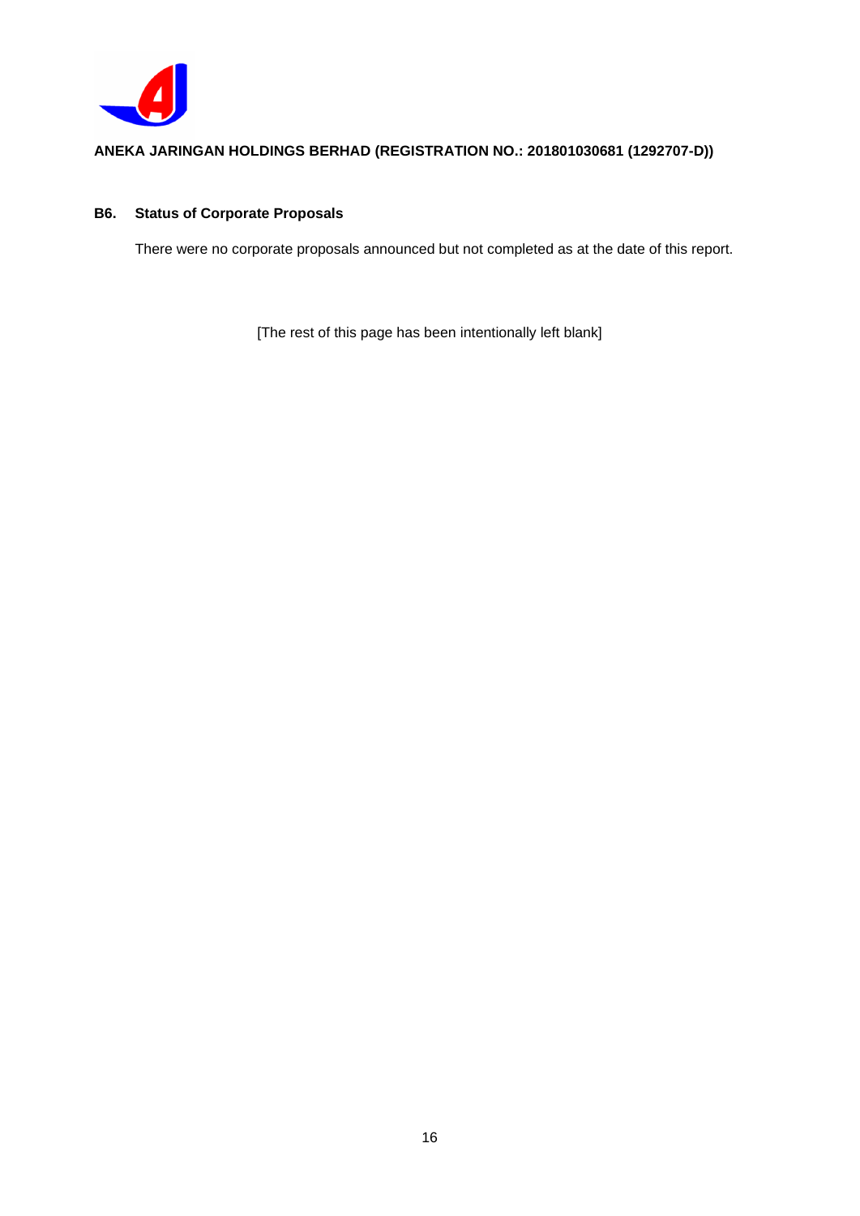**ANEKA JARINGAN HOLDINGS BERHAD (REGISTRATION NO.: 201801030681 (1292707-D))**

**B6. Status of Corporate Proposals**

There were no corporate proposals announced but not completed as at the date of this report.

[The rest of this page has been intentionally left blank]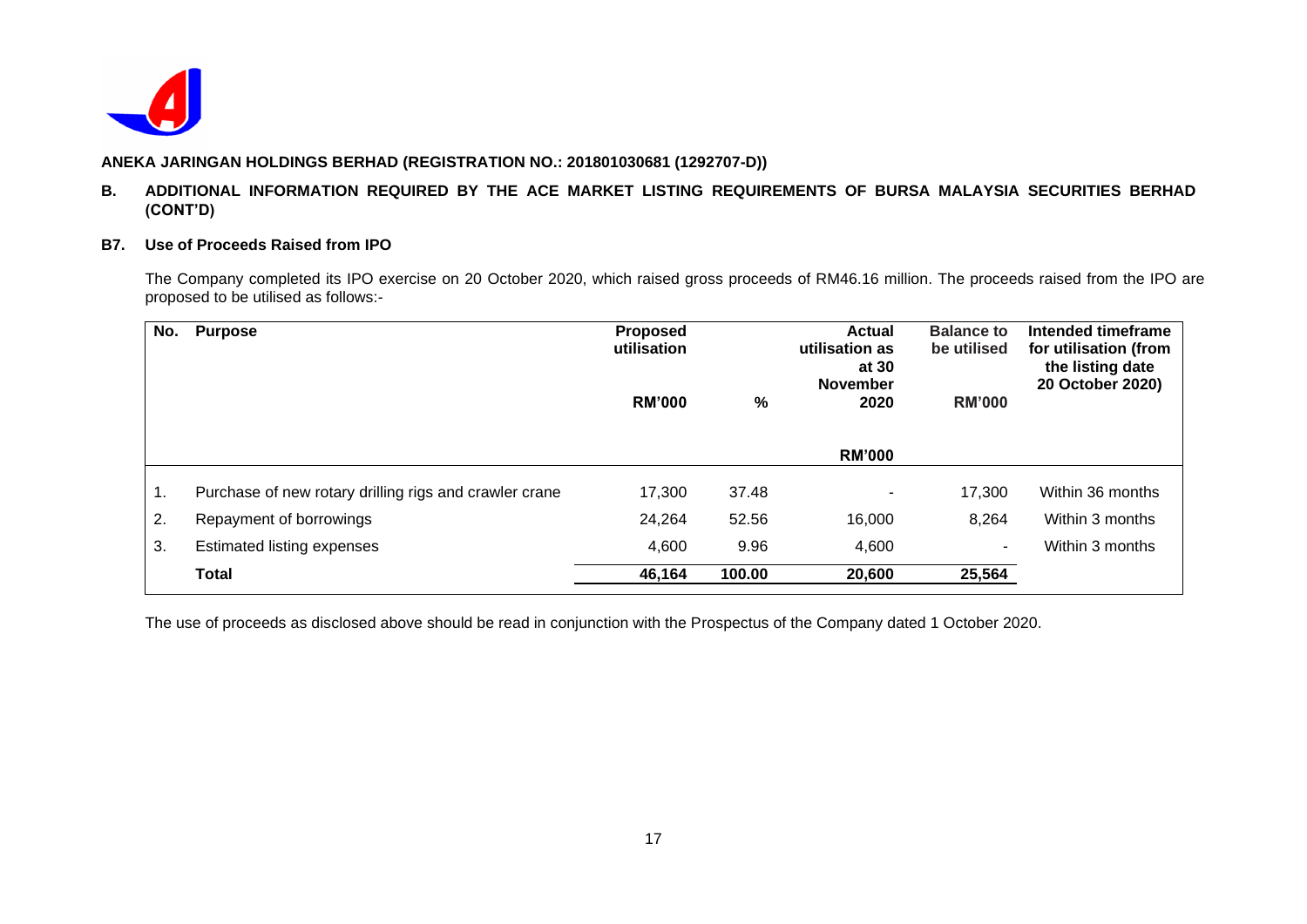**ANEKA JARINGAN HOLDINGS BERHAD (REGISTRATION NO.: 201801030681 (1292707-D))**

**B. ADDITIONAL INFORMATION REQUIRED BY THE ACE MARKET LISTING REQUIREMENTS OF BURSA MALAYSIA SECURITIES BERHAD (CONT'D)**

**B7. Use of Proceeds Raised from IPO**

The Company completed its IPO exercise on 20 October 2020, which raised gross proceeds of RM46.16 million. The proceeds raised from the IPO are proposed to be utilised as follows:-

| No. | Purpose | Proposed utilisation RM'000 | % | Actual utilisation as at 30 November 2020 RM'000 | Balance to be utilised RM'000 | Intended timeframe for utilisation (from the listing date 20 October 2020) |
|---|---|---|---|---|---|---|
| 1. | Purchase of new rotary drilling rigs and crawler crane | 17,300 | 37.48 | - | 17,300 | Within 36 months |
| 2. | Repayment of borrowings | 24,264 | 52.56 | 16,000 | 8,264 | Within 3 months |
| 3. | Estimated listing expenses | 4,600 | 9.96 | 4,600 | - | Within 3 months |
| | **Total** | **46,164** | **100.00** | **20,600** | **25,564** | |

The use of proceeds as disclosed above should be read in conjunction with the Prospectus of the Company dated 1 October 2020.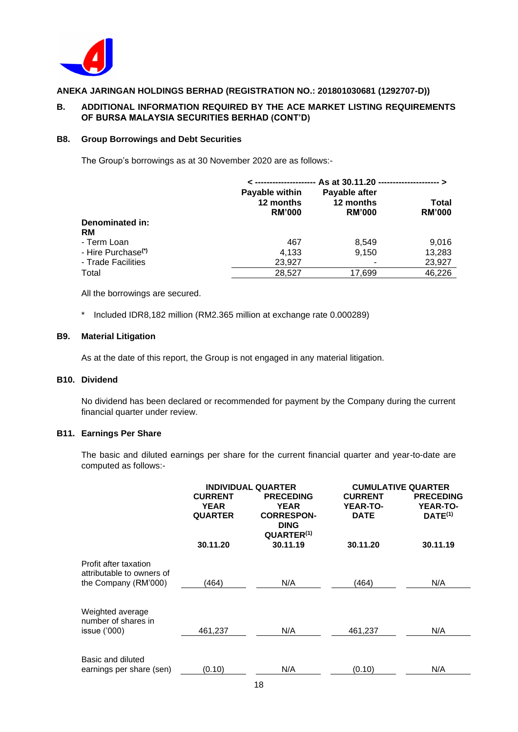**ANEKA JARINGAN HOLDINGS BERHAD (REGISTRATION NO.: 201801030681 (1292707-D))**

**B. ADDITIONAL INFORMATION REQUIRED BY THE ACE MARKET LISTING REQUIREMENTS OF BURSA MALAYSIA SECURITIES BERHAD (CONT'D)**

### B8. Group Borrowings and Debt Securities

The Group's borrowings as at 30 November 2020 are as follows:-

| | < -------------------- As at 30.11.20 -------------------- > | | |
|---|---|---|---|
| | Payable within 12 months RM'000 | Payable after 12 months RM'000 | Total RM'000 |
| **Denominated in:** | | | |
| **RM** | | | |
| - Term Loan | 467 | 8,549 | 9,016 |
| - Hire Purchase(*) | 4,133 | 9,150 | 13,283 |
| - Trade Facilities | 23,927 | - | 23,927 |
| Total | 28,527 | 17,699 | 46,226 |

All the borrowings are secured.

\* Included IDR8,182 million (RM2.365 million at exchange rate 0.000289)

### B9. Material Litigation

As at the date of this report, the Group is not engaged in any material litigation.

### B10. Dividend

No dividend has been declared or recommended for payment by the Company during the current financial quarter under review.

### B11. Earnings Per Share

The basic and diluted earnings per share for the current financial quarter and year-to-date are computed as follows:-

| | INDIVIDUAL QUARTER | | CUMULATIVE QUARTER | |
|---|---|---|---|---|
| | CURRENT YEAR QUARTER | PRECEDING YEAR CORRESPONDING QUARTER[(1)] | CURRENT YEAR-TO-DATE | PRECEDING YEAR-TO-DATE[(1)] |
| | 30.11.20 | 30.11.19 | 30.11.20 | 30.11.19 |
| Profit after taxation attributable to owners of the Company (RM'000) | (464) | N/A | (464) | N/A |
| Weighted average number of shares in issue ('000) | 461,237 | N/A | 461,237 | N/A |
| Basic and diluted earnings per share (sen) | (0.10) | N/A | (0.10) | N/A |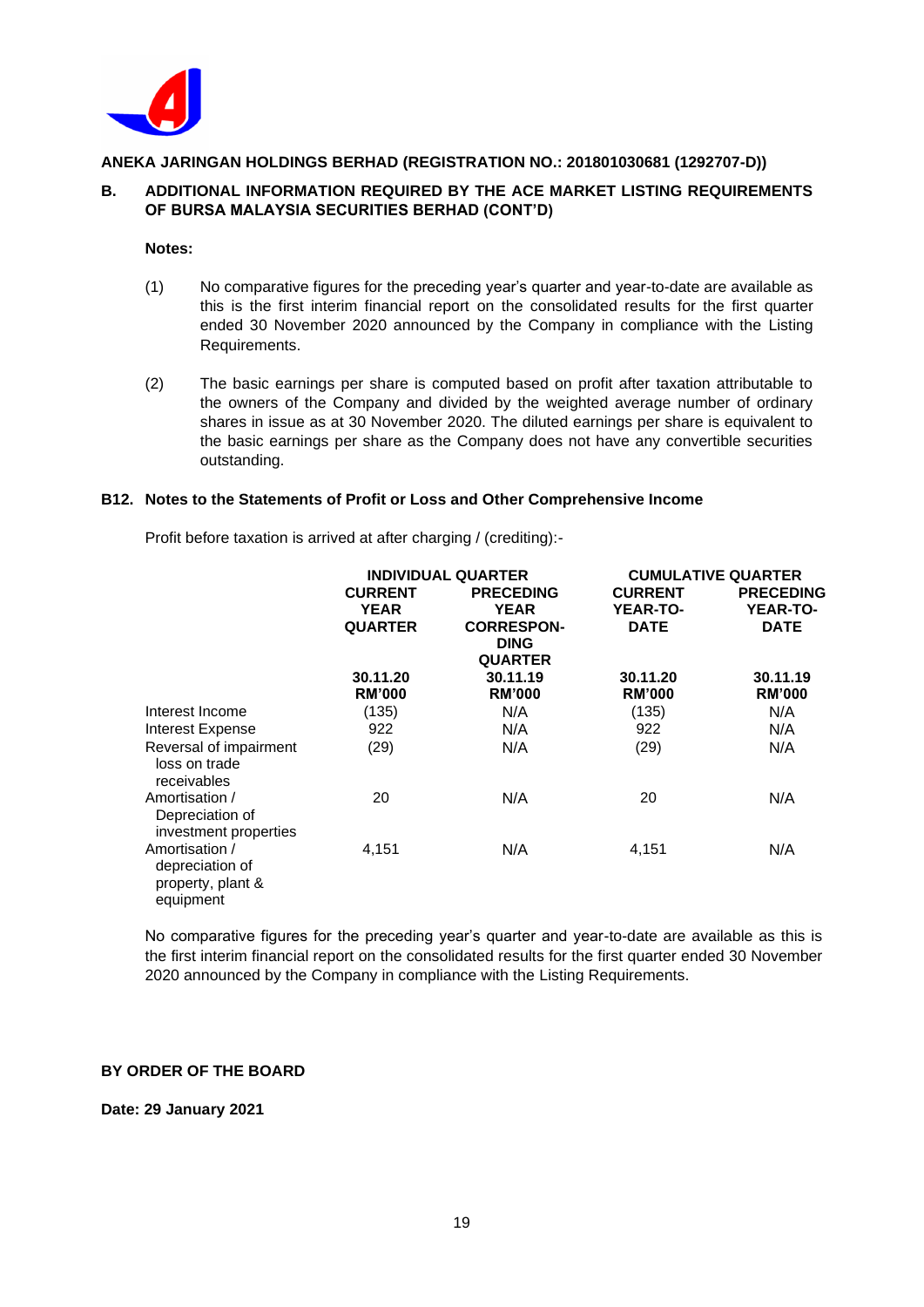**ANEKA JARINGAN HOLDINGS BERHAD (REGISTRATION NO.: 201801030681 (1292707-D))**

## B. ADDITIONAL INFORMATION REQUIRED BY THE ACE MARKET LISTING REQUIREMENTS OF BURSA MALAYSIA SECURITIES BERHAD (CONT'D)

**Notes:**

(1) No comparative figures for the preceding year's quarter and year-to-date are available as this is the first interim financial report on the consolidated results for the first quarter ended 30 November 2020 announced by the Company in compliance with the Listing Requirements.

(2) The basic earnings per share is computed based on profit after taxation attributable to the owners of the Company and divided by the weighted average number of ordinary shares in issue as at 30 November 2020. The diluted earnings per share is equivalent to the basic earnings per share as the Company does not have any convertible securities outstanding.

### B12. Notes to the Statements of Profit or Loss and Other Comprehensive Income

Profit before taxation is arrived at after charging / (crediting):-

| | INDIVIDUAL QUARTER | | CUMULATIVE QUARTER | |
|---|---|---|---|---|
| | CURRENT YEAR QUARTER | PRECEDING YEAR CORRESPONDING QUARTER | CURRENT YEAR-TO-DATE | PRECEDING YEAR-TO-DATE |
| | 30.11.20 RM'000 | 30.11.19 RM'000 | 30.11.20 RM'000 | 30.11.19 RM'000 |
| Interest Income | (135) | N/A | (135) | N/A |
| Interest Expense | 922 | N/A | 922 | N/A |
| Reversal of impairment loss on trade receivables | (29) | N/A | (29) | N/A |
| Amortisation / Depreciation of investment properties | 20 | N/A | 20 | N/A |
| Amortisation / depreciation of property, plant & equipment | 4,151 | N/A | 4,151 | N/A |

No comparative figures for the preceding year's quarter and year-to-date are available as this is the first interim financial report on the consolidated results for the first quarter ended 30 November 2020 announced by the Company in compliance with the Listing Requirements.

**BY ORDER OF THE BOARD**

**Date: 29 January 2021**